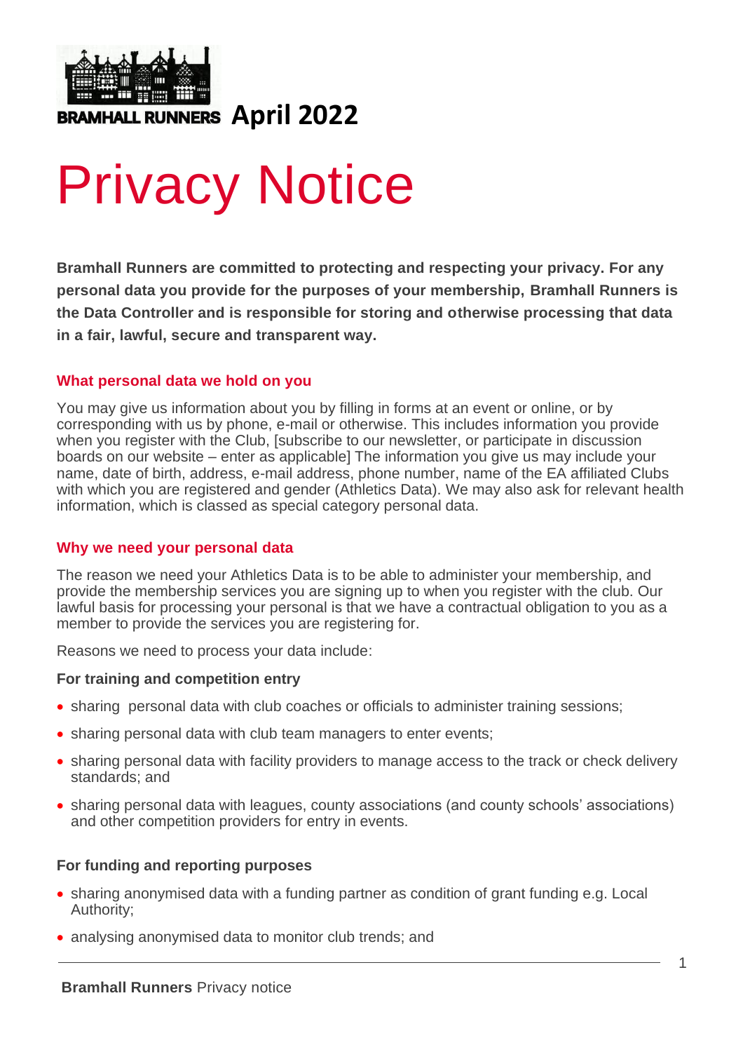BRAMHALL RUNNERS **April 2022**

# Privacy Notice

**Bramhall Runners are committed to protecting and respecting your privacy. For any personal data you provide for the purposes of your membership, Bramhall Runners is the Data Controller and is responsible for storing and otherwise processing that data in a fair, lawful, secure and transparent way.**

## What personal data we hold on you

You may give us information about you by filling in forms at an event or online, or by corresponding with us by phone, e-mail or otherwise. This includes information you provide when you register with the Club, [subscribe to our newsletter, or participate in discussion boards on our website – enter as applicable] The information you give us may include your name, date of birth, address, e-mail address, phone number, name of the EA affiliated Clubs with which you are registered and gender (Athletics Data). We may also ask for relevant health information, which is classed as special category personal data.

## Why we need your personal data

The reason we need your Athletics Data is to be able to administer your membership, and provide the membership services you are signing up to when you register with the club. Our lawful basis for processing your personal is that we have a contractual obligation to you as a member to provide the services you are registering for.

Reasons we need to process your data include:

**For training and competition entry**

- sharing personal data with club coaches or officials to administer training sessions;
- sharing personal data with club team managers to enter events;
- sharing personal data with facility providers to manage access to the track or check delivery standards; and
- sharing personal data with leagues, county associations (and county schools' associations) and other competition providers for entry in events.

**For funding and reporting purposes**

- sharing anonymised data with a funding partner as condition of grant funding e.g. Local Authority;
- analysing anonymised data to monitor club trends; and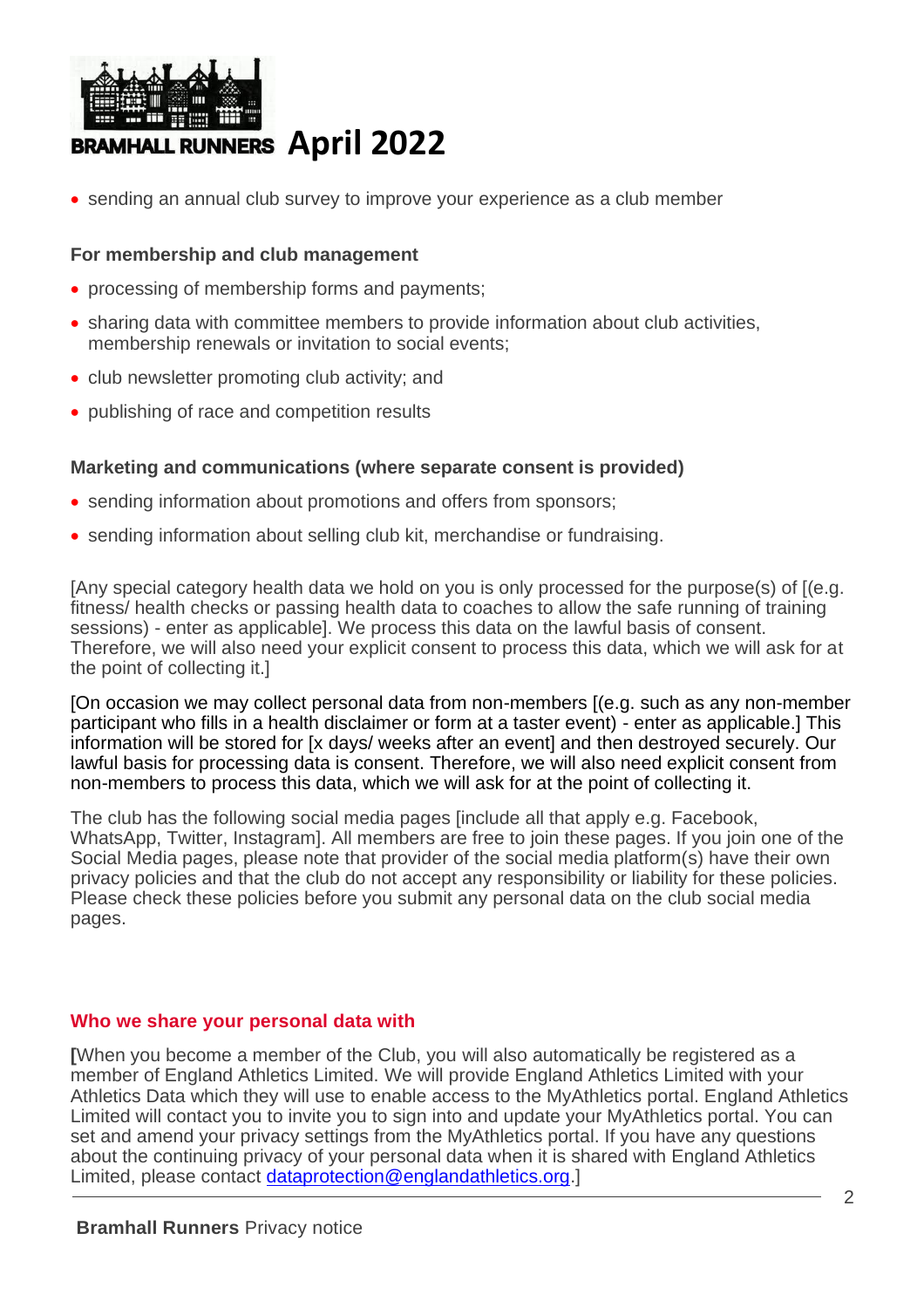- sending an annual club survey to improve your experience as a club member

**For membership and club management**

- processing of membership forms and payments;
- sharing data with committee members to provide information about club activities, membership renewals or invitation to social events;
- club newsletter promoting club activity; and
- publishing of race and competition results

**Marketing and communications (where separate consent is provided)**

- sending information about promotions and offers from sponsors;
- sending information about selling club kit, merchandise or fundraising.

[Any special category health data we hold on you is only processed for the purpose(s) of [(e.g. fitness/ health checks or passing health data to coaches to allow the safe running of training sessions) - enter as applicable]. We process this data on the lawful basis of consent. Therefore, we will also need your explicit consent to process this data, which we will ask for at the point of collecting it.]

[On occasion we may collect personal data from non-members [(e.g. such as any non-member participant who fills in a health disclaimer or form at a taster event) - enter as applicable.] This information will be stored for [x days/ weeks after an event] and then destroyed securely. Our lawful basis for processing data is consent. Therefore, we will also need explicit consent from non-members to process this data, which we will ask for at the point of collecting it.

The club has the following social media pages [include all that apply e.g. Facebook, WhatsApp, Twitter, Instagram]. All members are free to join these pages. If you join one of the Social Media pages, please note that provider of the social media platform(s) have their own privacy policies and that the club do not accept any responsibility or liability for these policies. Please check these policies before you submit any personal data on the club social media pages.

## Who we share your personal data with

[When you become a member of the Club, you will also automatically be registered as a member of England Athletics Limited. We will provide England Athletics Limited with your Athletics Data which they will use to enable access to the MyAthletics portal. England Athletics Limited will contact you to invite you to sign into and update your MyAthletics portal. You can set and amend your privacy settings from the MyAthletics portal. If you have any questions about the continuing privacy of your personal data when it is shared with England Athletics Limited, please contact dataprotection@englandathletics.org.]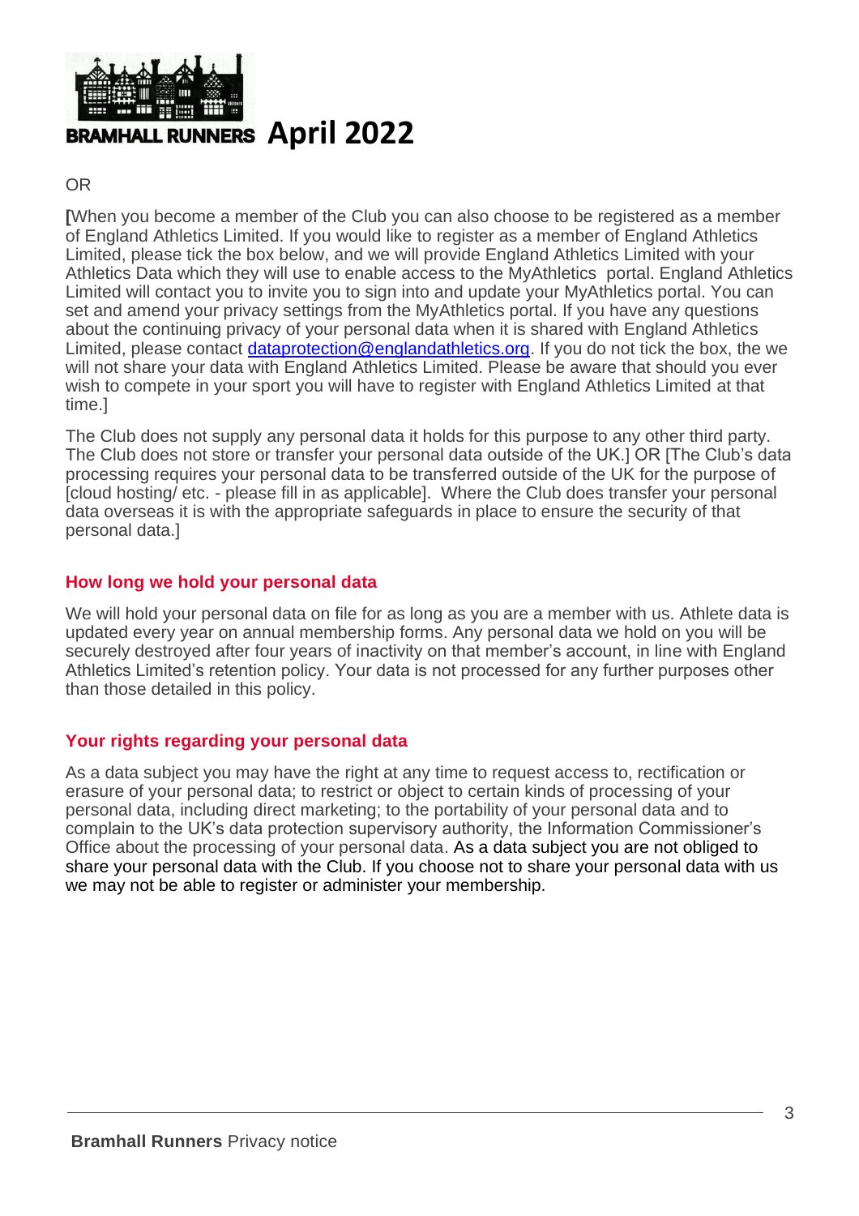OR

[When you become a member of the Club you can also choose to be registered as a member of England Athletics Limited. If you would like to register as a member of England Athletics Limited, please tick the box below, and we will provide England Athletics Limited with your Athletics Data which they will use to enable access to the MyAthletics portal. England Athletics Limited will contact you to invite you to sign into and update your MyAthletics portal. You can set and amend your privacy settings from the MyAthletics portal. If you have any questions about the continuing privacy of your personal data when it is shared with England Athletics Limited, please contact dataprotection@englandathletics.org. If you do not tick the box, the we will not share your data with England Athletics Limited. Please be aware that should you ever wish to compete in your sport you will have to register with England Athletics Limited at that time.]

The Club does not supply any personal data it holds for this purpose to any other third party. The Club does not store or transfer your personal data outside of the UK.] OR [The Club's data processing requires your personal data to be transferred outside of the UK for the purpose of [cloud hosting/ etc. - please fill in as applicable]. Where the Club does transfer your personal data overseas it is with the appropriate safeguards in place to ensure the security of that personal data.]

## How long we hold your personal data

We will hold your personal data on file for as long as you are a member with us. Athlete data is updated every year on annual membership forms. Any personal data we hold on you will be securely destroyed after four years of inactivity on that member's account, in line with England Athletics Limited's retention policy. Your data is not processed for any further purposes other than those detailed in this policy.

## Your rights regarding your personal data

As a data subject you may have the right at any time to request access to, rectification or erasure of your personal data; to restrict or object to certain kinds of processing of your personal data, including direct marketing; to the portability of your personal data and to complain to the UK's data protection supervisory authority, the Information Commissioner's Office about the processing of your personal data. As a data subject you are not obliged to share your personal data with the Club. If you choose not to share your personal data with us we may not be able to register or administer your membership.